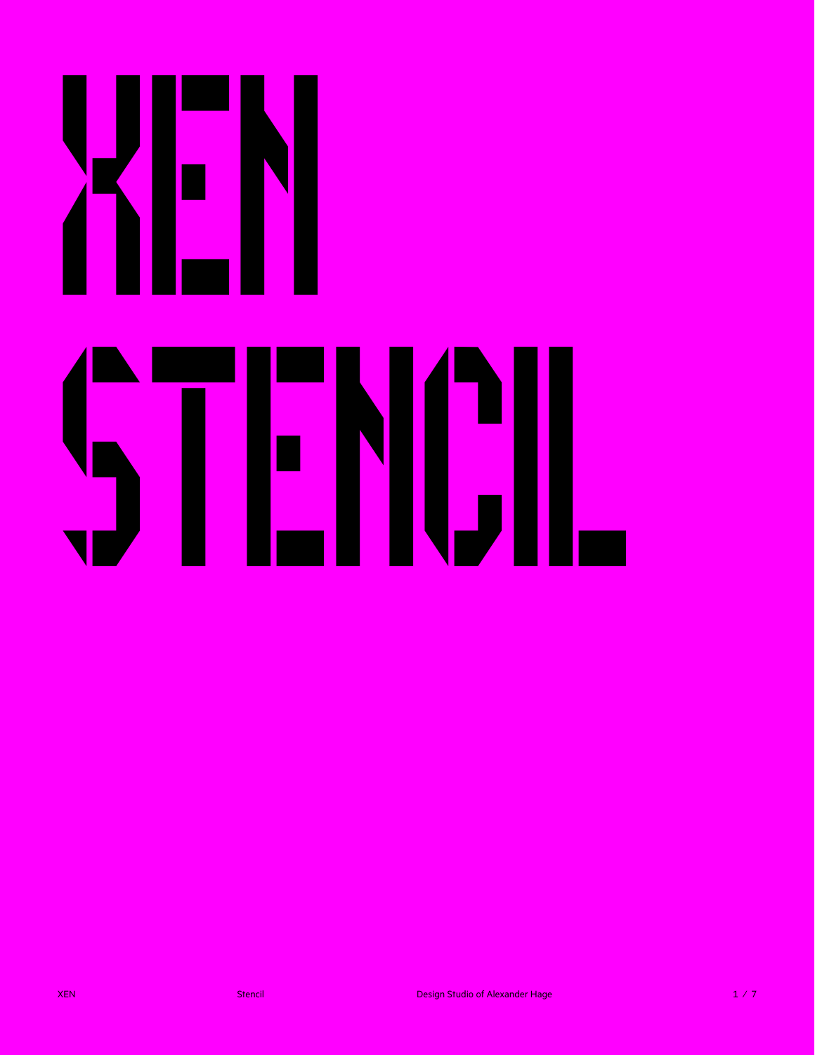# XEN STENCIL

XEN    Stencil    Design Studio of Alexander Hage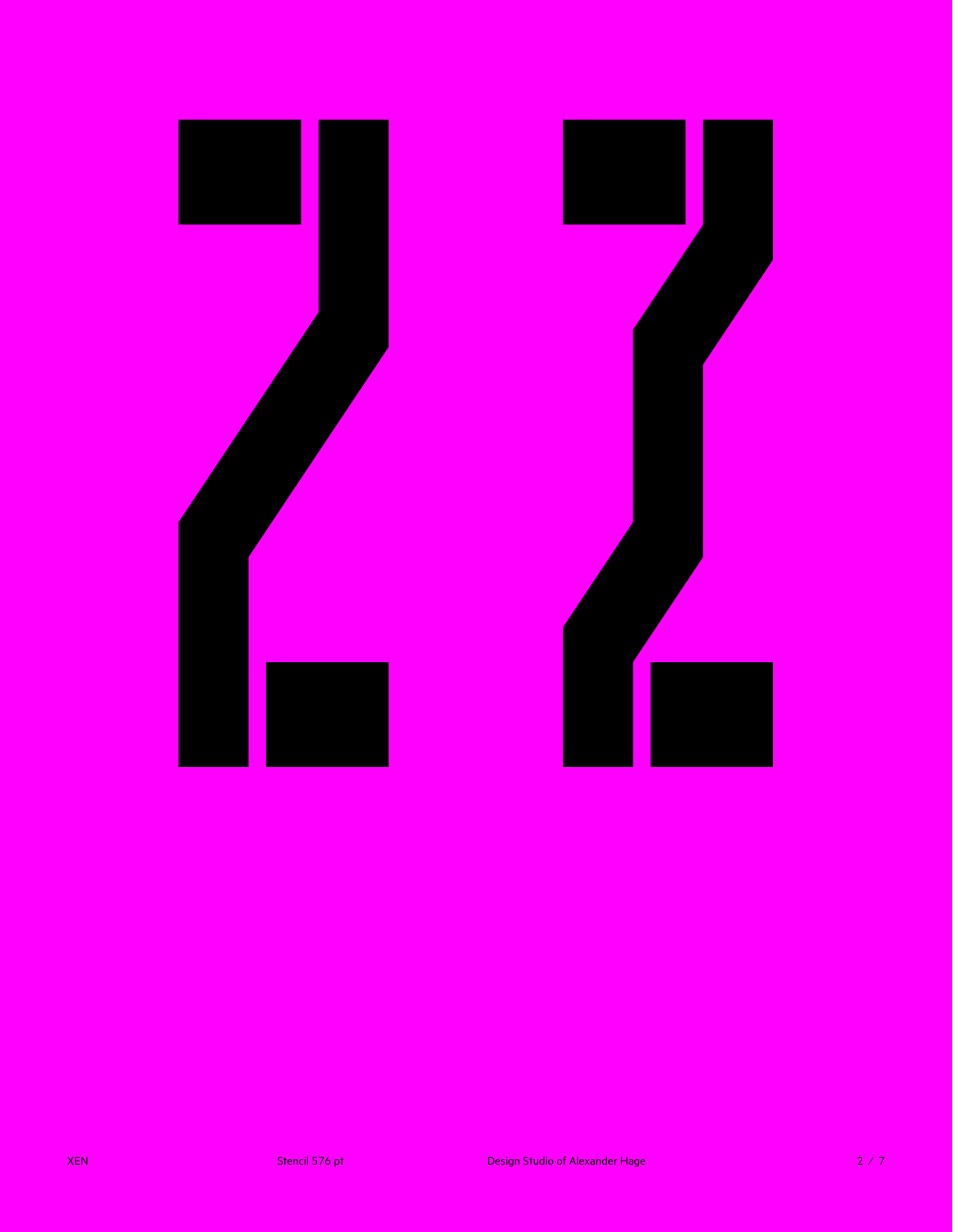ZZ

XEN | Stencil 576 pt | Design Studio of Alexander Hage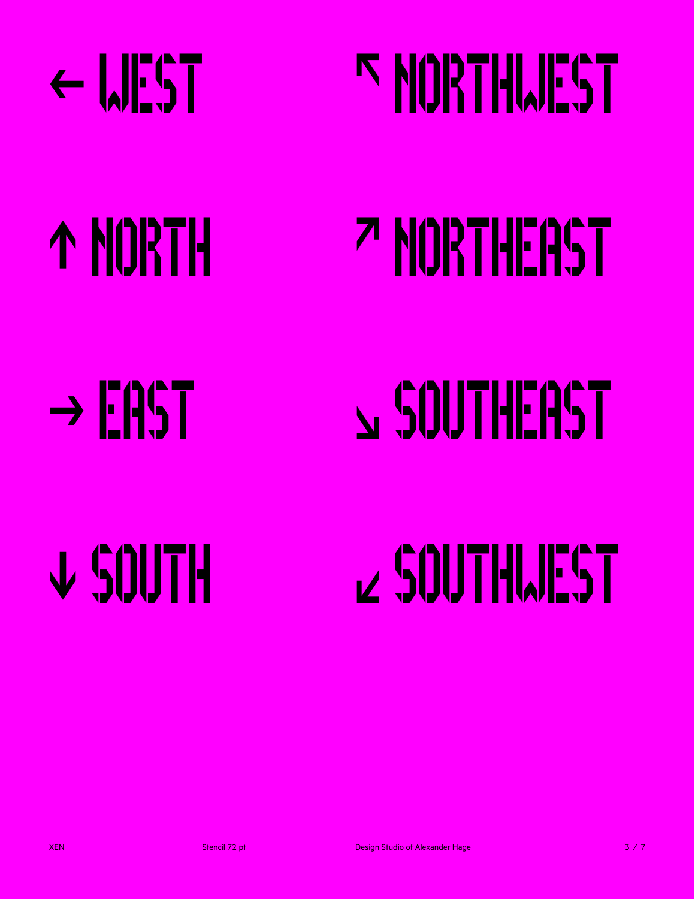← WEST

↖ NORTHWEST

↑ NORTH

↗ NORTHEAST

→ EAST

↘ SOUTHEAST

↓ SOUTH

↙ SOUTHWEST

XEN Stencil 72 pt Design Studio of Alexander Hage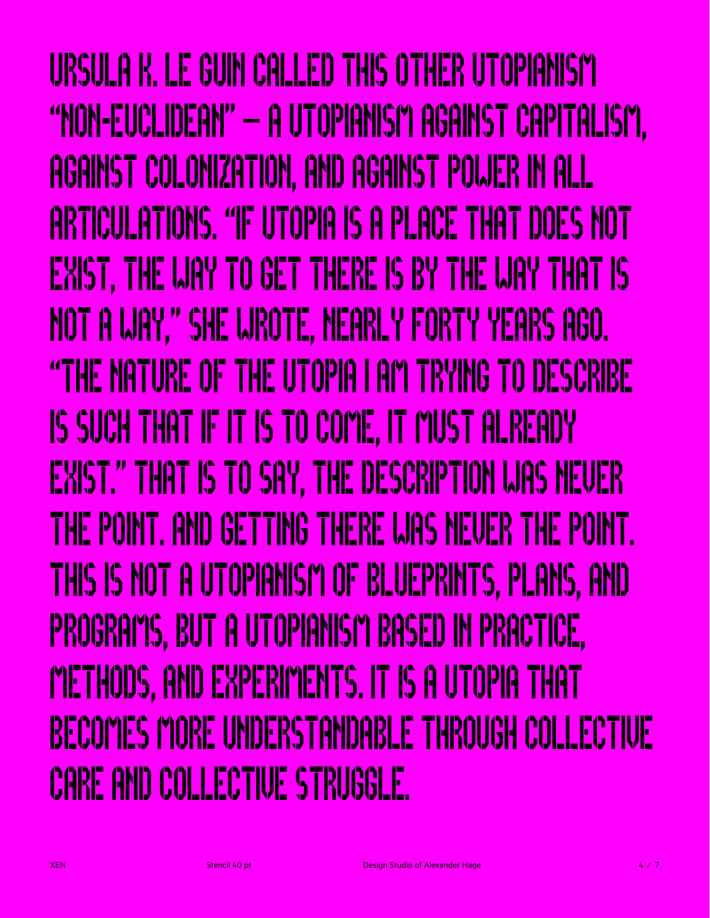URSULA K. LE GUIN CALLED THIS OTHER UTOPIANISM "NON-EUCLIDEAN" — A UTOPIANISM AGAINST CAPITALISM, AGAINST COLONIZATION, AND AGAINST POWER IN ALL ARTICULATIONS. "IF UTOPIA IS A PLACE THAT DOES NOT EXIST, THE WAY TO GET THERE IS BY THE WAY THAT IS NOT A WAY," SHE WROTE, NEARLY FORTY YEARS AGO. "THE NATURE OF THE UTOPIA I AM TRYING TO DESCRIBE IS SUCH THAT IF IT IS TO COME, IT MUST ALREADY EXIST." THAT IS TO SAY, THE DESCRIPTION WAS NEVER THE POINT. AND GETTING THERE WAS NEVER THE POINT. THIS IS NOT A UTOPIANISM OF BLUEPRINTS, PLANS, AND PROGRAMS, BUT A UTOPIANISM BASED IN PRACTICE, METHODS, AND EXPERIMENTS. IT IS A UTOPIA THAT BECOMES MORE UNDERSTANDABLE THROUGH COLLECTIVE CARE AND COLLECTIVE STRUGGLE.

XEN Stencil 40 pt Design Studio of Alexander Hage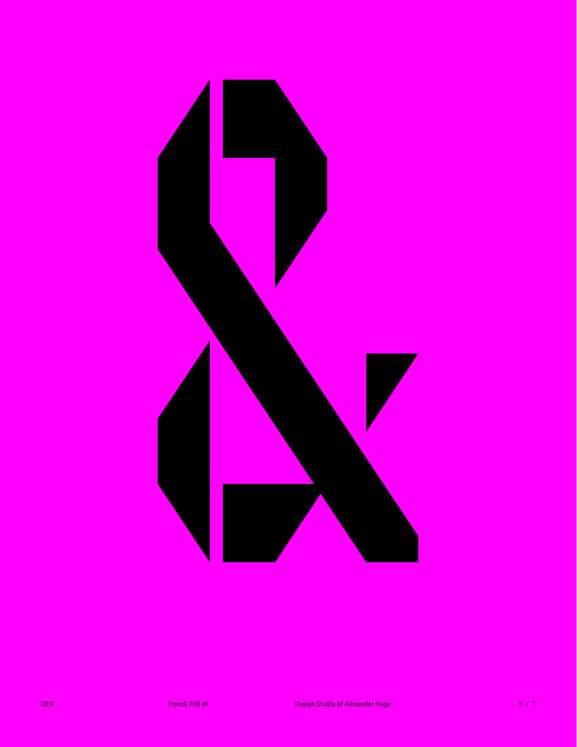&

XEN Stencil 708 pt Design Studio of Alexander Hage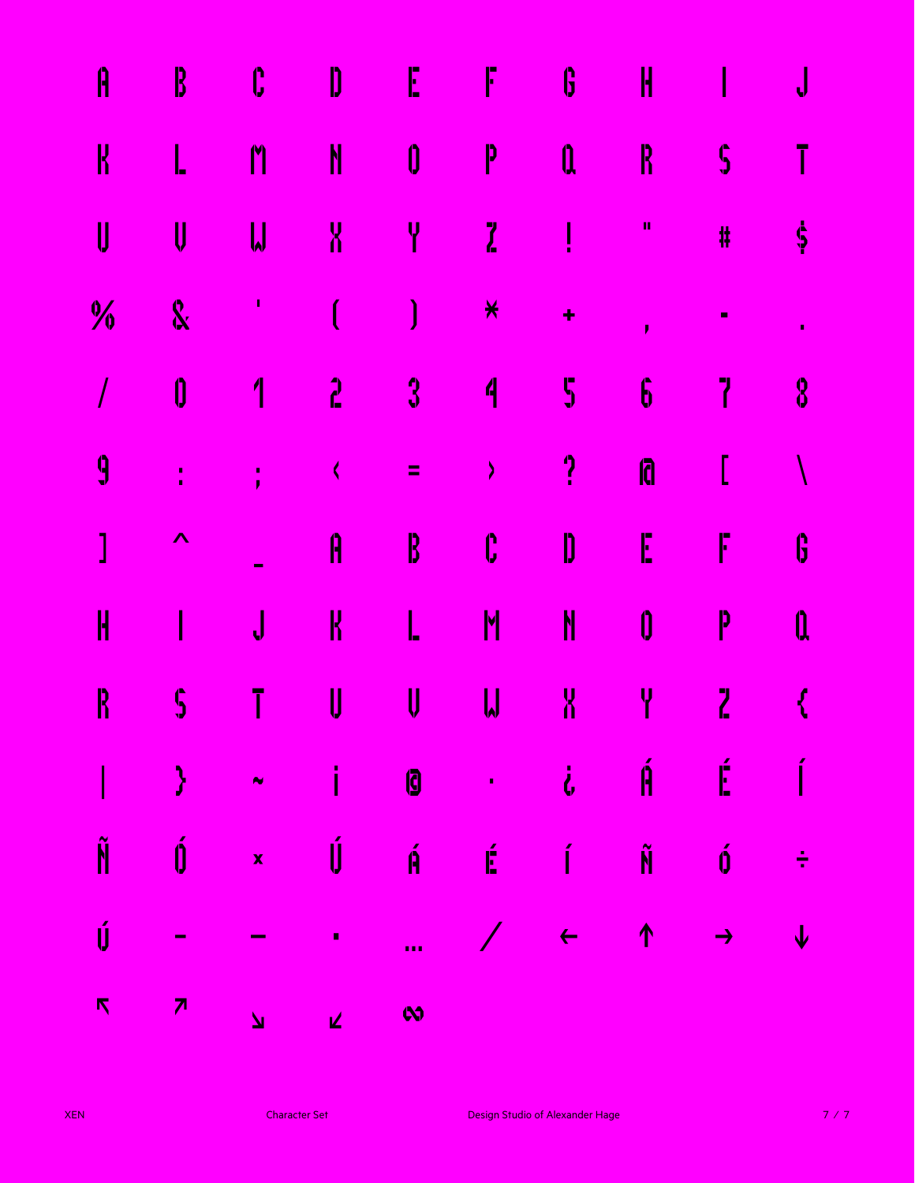A B C D E F G H I J

K L M N O P Q R S T

U V W X Y Z ! " # $

% & ' ( ) * + , - .

/ 0 1 2 3 4 5 6 7 8

9 : ; < = > ? @ [ \

] ^ _ a b c d e f g

h i j k l m n o p q

r s t u v w x y z {

| } ~ ¡ © · ¿ Á É Í

Ñ Ó × Ú á é í ñ ó ÷

ú – — • … ⁄ ← ↑ → ↓

↖ ↗ ↘ ↙ ∞